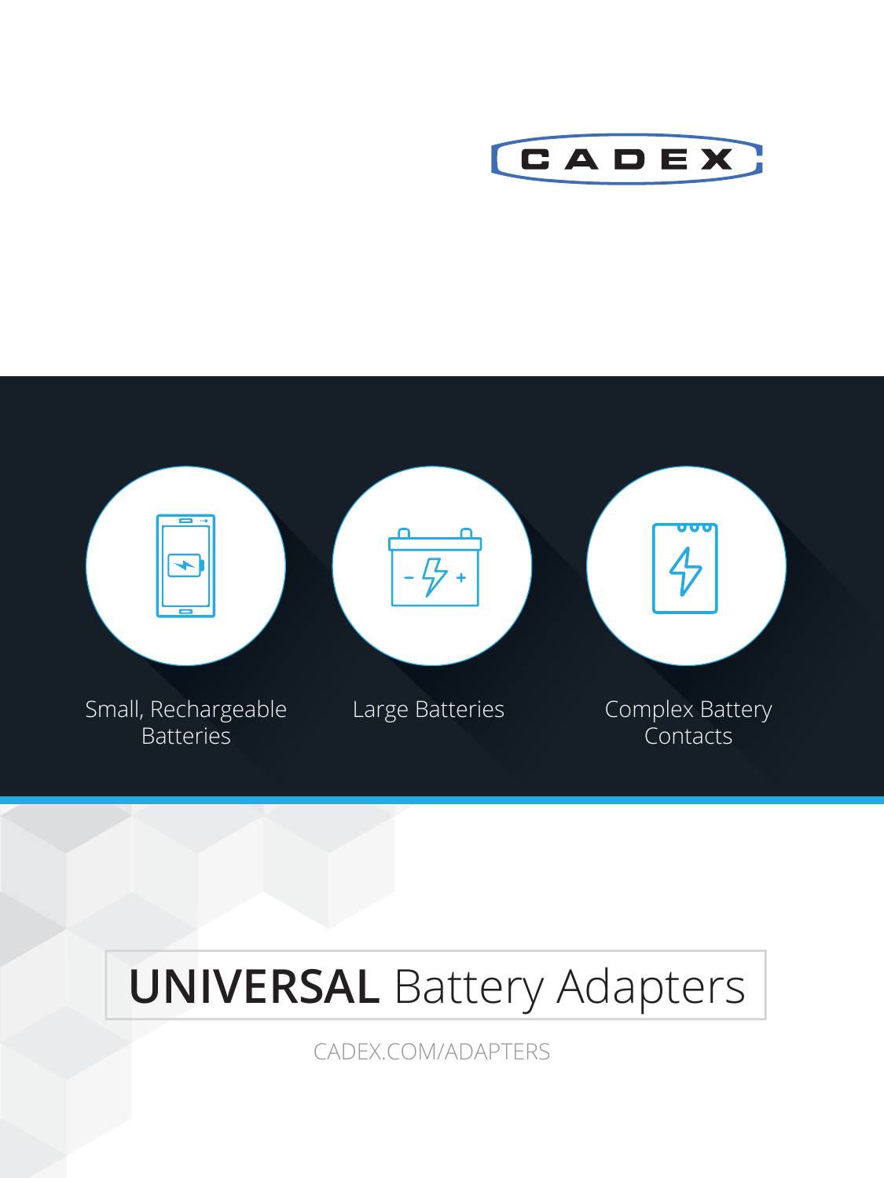CADEX

Small, Rechargeable Batteries

Large Batteries

Complex Battery Contacts

# **UNIVERSAL** Battery Adapters

CADEX.COM/ADAPTERS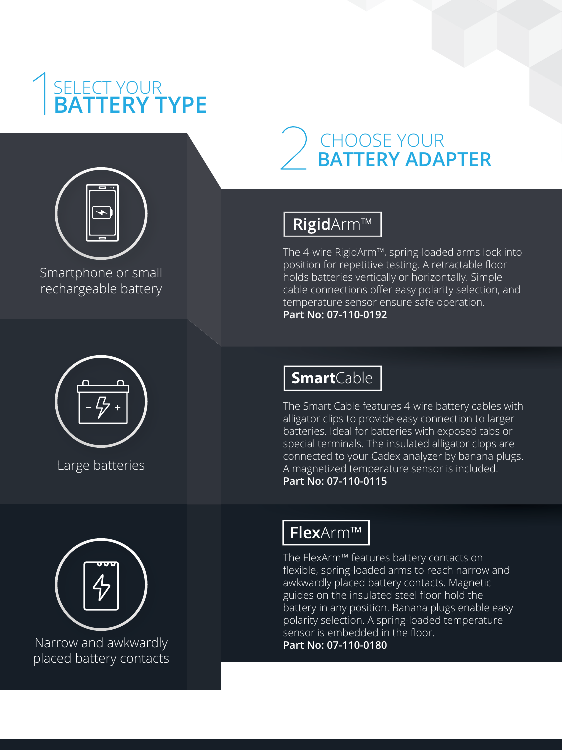# 1 SELECT YOUR BATTERY TYPE

# 2 CHOOSE YOUR BATTERY ADAPTER

Smartphone or small rechargeable battery

## RigidArm™

The 4-wire RigidArm™, spring-loaded arms lock into position for repetitive testing. A retractable floor holds batteries vertically or horizontally. Simple cable connections offer easy polarity selection, and temperature sensor ensure safe operation.
**Part No: 07-110-0192**

Large batteries

## SmartCable

The Smart Cable features 4-wire battery cables with alligator clips to provide easy connection to larger batteries. Ideal for batteries with exposed tabs or special terminals. The insulated alligator clops are connected to your Cadex analyzer by banana plugs. A magnetized temperature sensor is included.
**Part No: 07-110-0115**

Narrow and awkwardly placed battery contacts

## FlexArm™

The FlexArm™ features battery contacts on flexible, spring-loaded arms to reach narrow and awkwardly placed battery contacts. Magnetic guides on the insulated steel floor hold the battery in any position. Banana plugs enable easy polarity selection. A spring-loaded temperature sensor is embedded in the floor.
**Part No: 07-110-0180**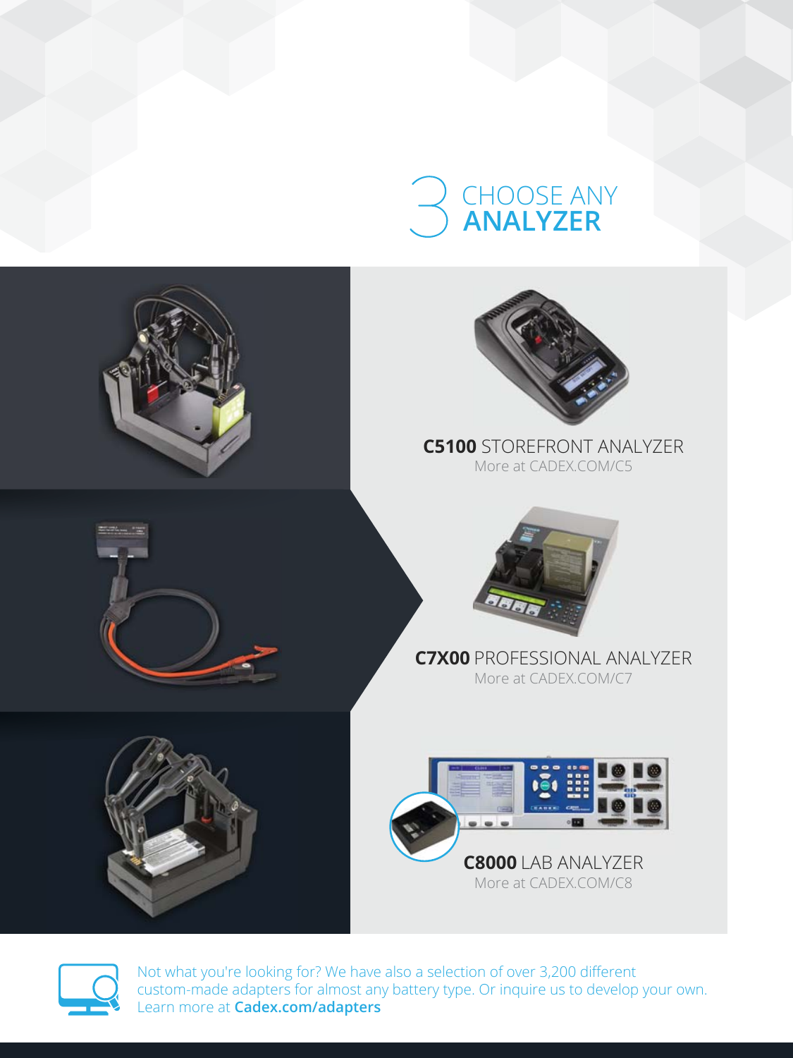# 3 CHOOSE ANY **ANALYZER**

**C5100** STOREFRONT ANALYZER
More at CADEX.COM/C5

**C7X00** PROFESSIONAL ANALYZER
More at CADEX.COM/C7

**C8000** LAB ANALYZER
More at CADEX.COM/C8

Not what you're looking for? We have also a selection of over 3,200 different custom-made adapters for almost any battery type. Or inquire us to develop your own. Learn more at **Cadex.com/adapters**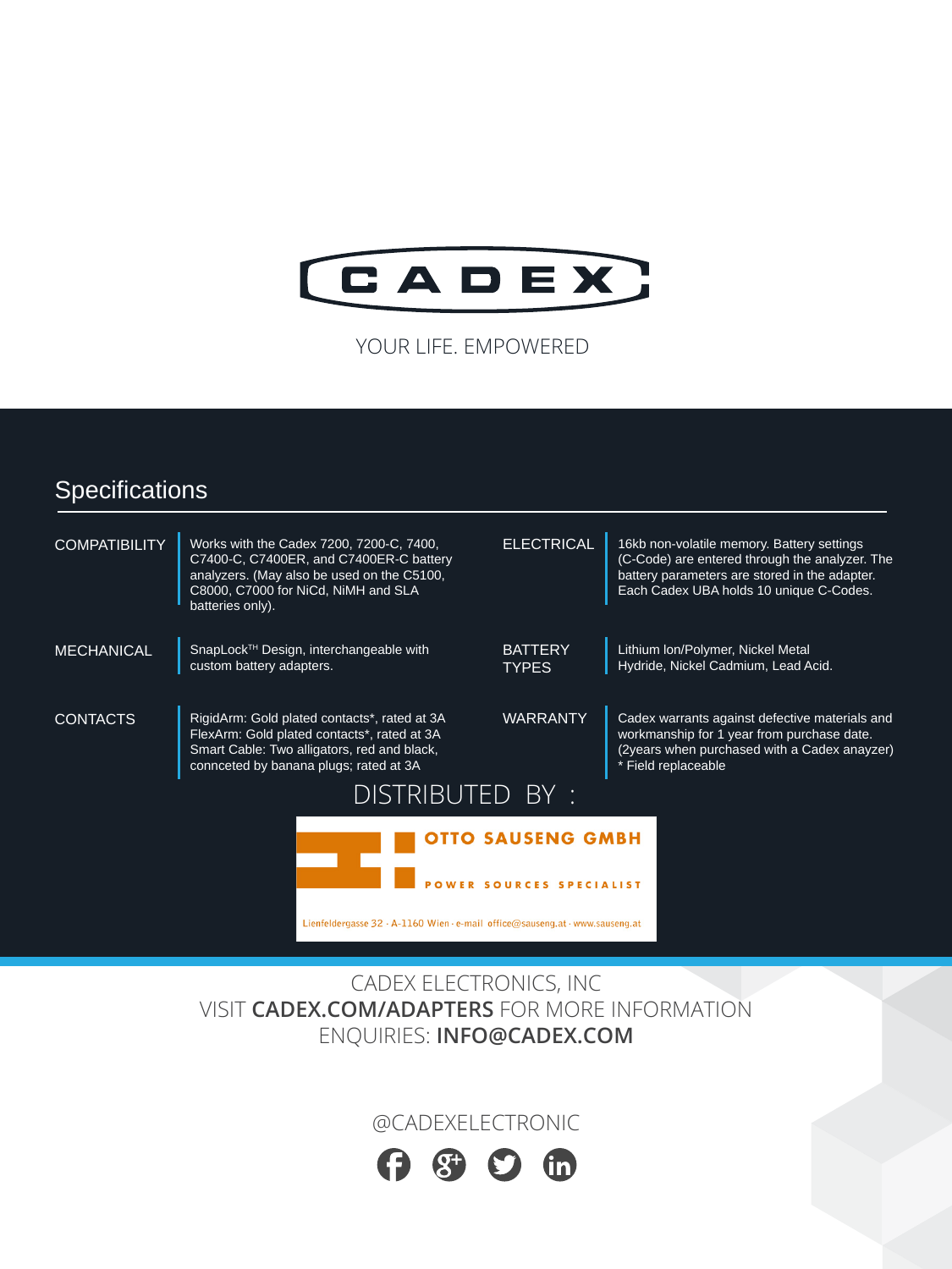CADEX

YOUR LIFE. EMPOWERED

## Specifications

| | | | |
|---|---|---|---|
| COMPATIBILITY | Works with the Cadex 7200, 7200-C, 7400, C7400-C, C7400ER, and C7400ER-C battery analyzers. (May also be used on the C5100, C8000, C7000 for NiCd, NiMH and SLA batteries only). | ELECTRICAL | 16kb non-volatile memory. Battery settings (C-Code) are entered through the analyzer. The battery parameters are stored in the adapter. Each Cadex UBA holds 10 unique C-Codes. |
| MECHANICAL | SnapLockTH Design, interchangeable with custom battery adapters. | BATTERY TYPES | Lithium Ion/Polymer, Nickel Metal Hydride, Nickel Cadmium, Lead Acid. |
| CONTACTS | RigidArm: Gold plated contacts*, rated at 3A<br>FlexArm: Gold plated contacts*, rated at 3A<br>Smart Cable: Two alligators, red and black, connceted by banana plugs; rated at 3A | WARRANTY | Cadex warrants against defective materials and workmanship for 1 year from purchase date. (2years when purchased with a Cadex anayzer)<br>* Field replaceable |

DISTRIBUTED BY :

OTTO SAUSENG GMBH

POWER SOURCES SPECIALIST

Lienfeldergasse 32 · A-1160 Wien · e-mail office@sauseng.at · www.sauseng.at

CADEX ELECTRONICS, INC

VISIT **CADEX.COM/ADAPTERS** FOR MORE INFORMATION

ENQUIRIES: **INFO@CADEX.COM**

@CADEXELECTRONIC